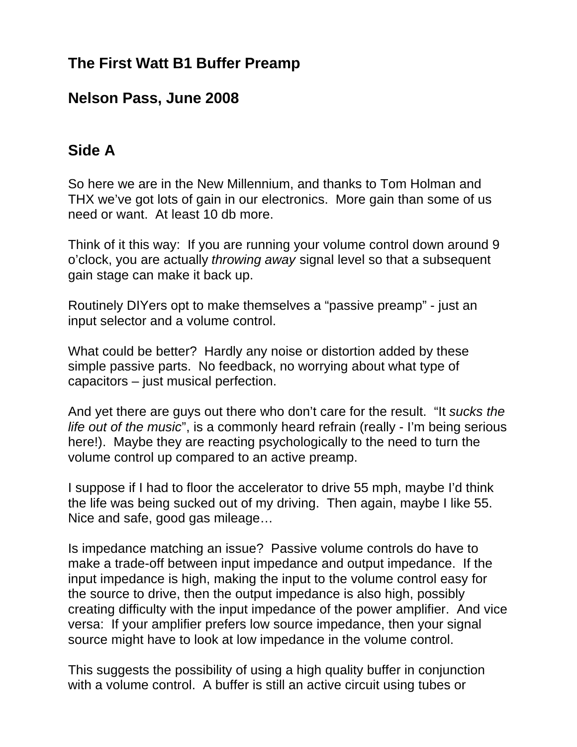# The First Watt B1 Buffer Preamp

## Nelson Pass, June 2008

## Side A

So here we are in the New Millennium, and thanks to Tom Holman and THX we've got lots of gain in our electronics. More gain than some of us need or want. At least 10 db more.

Think of it this way: If you are running your volume control down around 9 o'clock, you are actually *throwing away* signal level so that a subsequent gain stage can make it back up.

Routinely DIYers opt to make themselves a "passive preamp" - just an input selector and a volume control.

What could be better? Hardly any noise or distortion added by these simple passive parts. No feedback, no worrying about what type of capacitors – just musical perfection.

And yet there are guys out there who don't care for the result. "It *sucks the life out of the music*", is a commonly heard refrain (really - I'm being serious here!). Maybe they are reacting psychologically to the need to turn the volume control up compared to an active preamp.

I suppose if I had to floor the accelerator to drive 55 mph, maybe I'd think the life was being sucked out of my driving. Then again, maybe I like 55. Nice and safe, good gas mileage…

Is impedance matching an issue? Passive volume controls do have to make a trade-off between input impedance and output impedance. If the input impedance is high, making the input to the volume control easy for the source to drive, then the output impedance is also high, possibly creating difficulty with the input impedance of the power amplifier. And vice versa: If your amplifier prefers low source impedance, then your signal source might have to look at low impedance in the volume control.

This suggests the possibility of using a high quality buffer in conjunction with a volume control. A buffer is still an active circuit using tubes or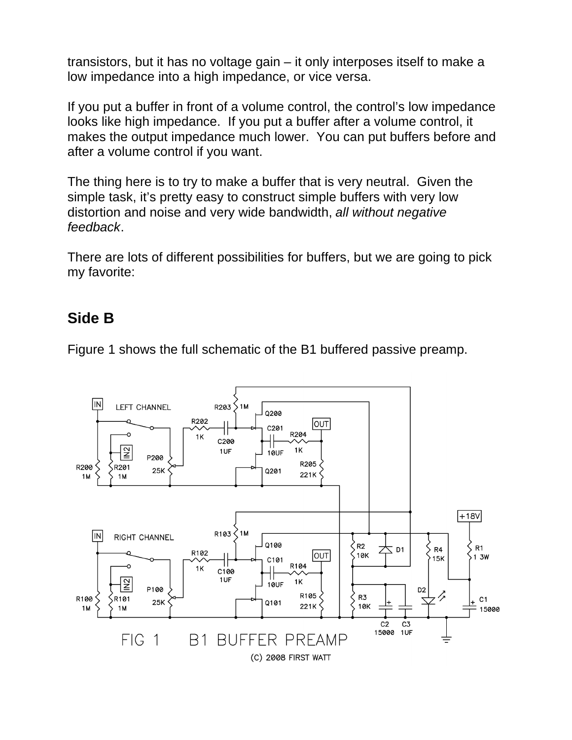transistors, but it has no voltage gain – it only interposes itself to make a low impedance into a high impedance, or vice versa.

If you put a buffer in front of a volume control, the control's low impedance looks like high impedance. If you put a buffer after a volume control, it makes the output impedance much lower. You can put buffers before and after a volume control if you want.

The thing here is to try to make a buffer that is very neutral. Given the simple task, it's pretty easy to construct simple buffers with very low distortion and noise and very wide bandwidth, *all without negative feedback*.

There are lots of different possibilities for buffers, but we are going to pick my favorite:

## Side B

Figure 1 shows the full schematic of the B1 buffered passive preamp.

FIG 1 B1 BUFFER PREAMP

(C) 2008 FIRST WATT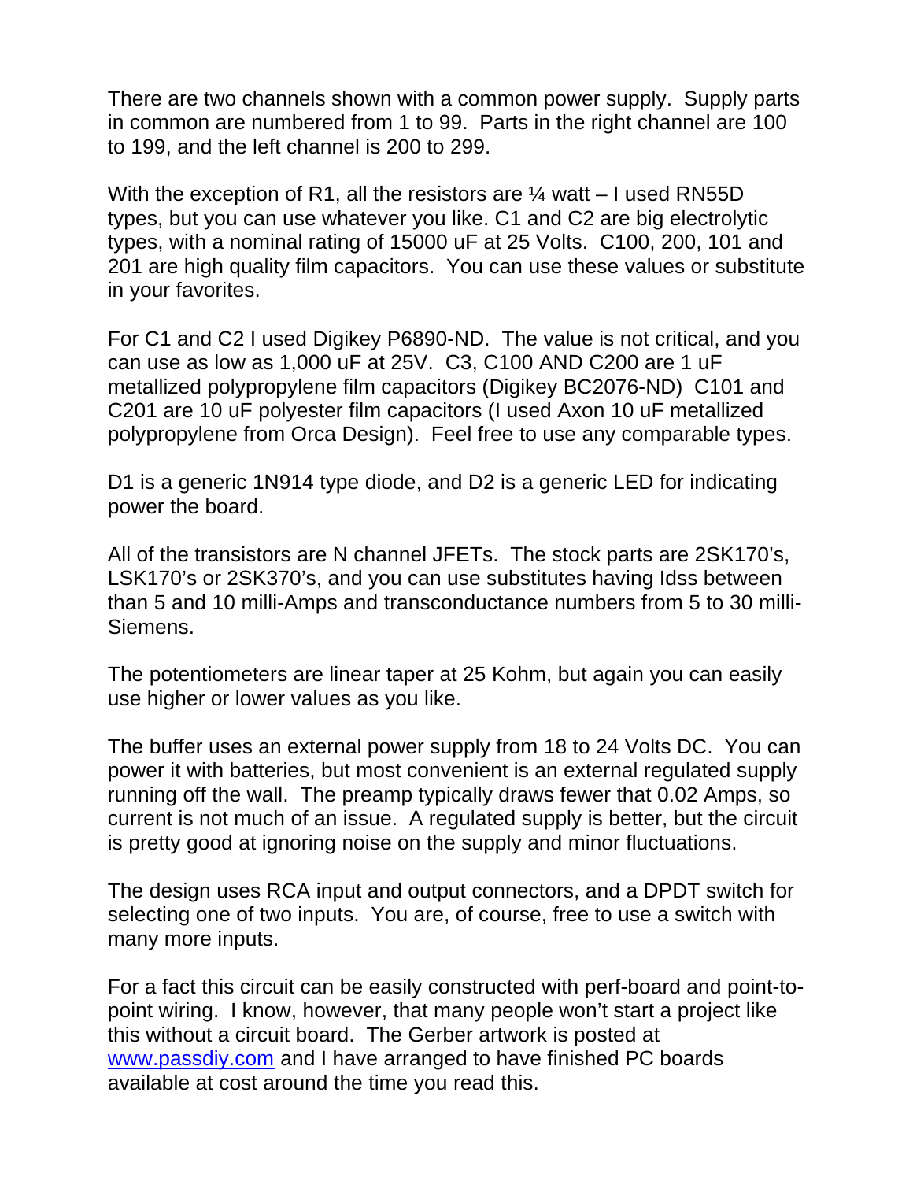There are two channels shown with a common power supply. Supply parts in common are numbered from 1 to 99. Parts in the right channel are 100 to 199, and the left channel is 200 to 299.

With the exception of R1, all the resistors are ¼ watt – I used RN55D types, but you can use whatever you like. C1 and C2 are big electrolytic types, with a nominal rating of 15000 uF at 25 Volts. C100, 200, 101 and 201 are high quality film capacitors. You can use these values or substitute in your favorites.

For C1 and C2 I used Digikey P6890-ND. The value is not critical, and you can use as low as 1,000 uF at 25V. C3, C100 AND C200 are 1 uF metallized polypropylene film capacitors (Digikey BC2076-ND) C101 and C201 are 10 uF polyester film capacitors (I used Axon 10 uF metallized polypropylene from Orca Design). Feel free to use any comparable types.

D1 is a generic 1N914 type diode, and D2 is a generic LED for indicating power the board.

All of the transistors are N channel JFETs. The stock parts are 2SK170's, LSK170's or 2SK370's, and you can use substitutes having Idss between than 5 and 10 milli-Amps and transconductance numbers from 5 to 30 milli-Siemens.

The potentiometers are linear taper at 25 Kohm, but again you can easily use higher or lower values as you like.

The buffer uses an external power supply from 18 to 24 Volts DC. You can power it with batteries, but most convenient is an external regulated supply running off the wall. The preamp typically draws fewer that 0.02 Amps, so current is not much of an issue. A regulated supply is better, but the circuit is pretty good at ignoring noise on the supply and minor fluctuations.

The design uses RCA input and output connectors, and a DPDT switch for selecting one of two inputs. You are, of course, free to use a switch with many more inputs.

For a fact this circuit can be easily constructed with perf-board and point-to-point wiring. I know, however, that many people won't start a project like this without a circuit board. The Gerber artwork is posted at [www.passdiy.com](http://www.passdiy.com) and I have arranged to have finished PC boards available at cost around the time you read this.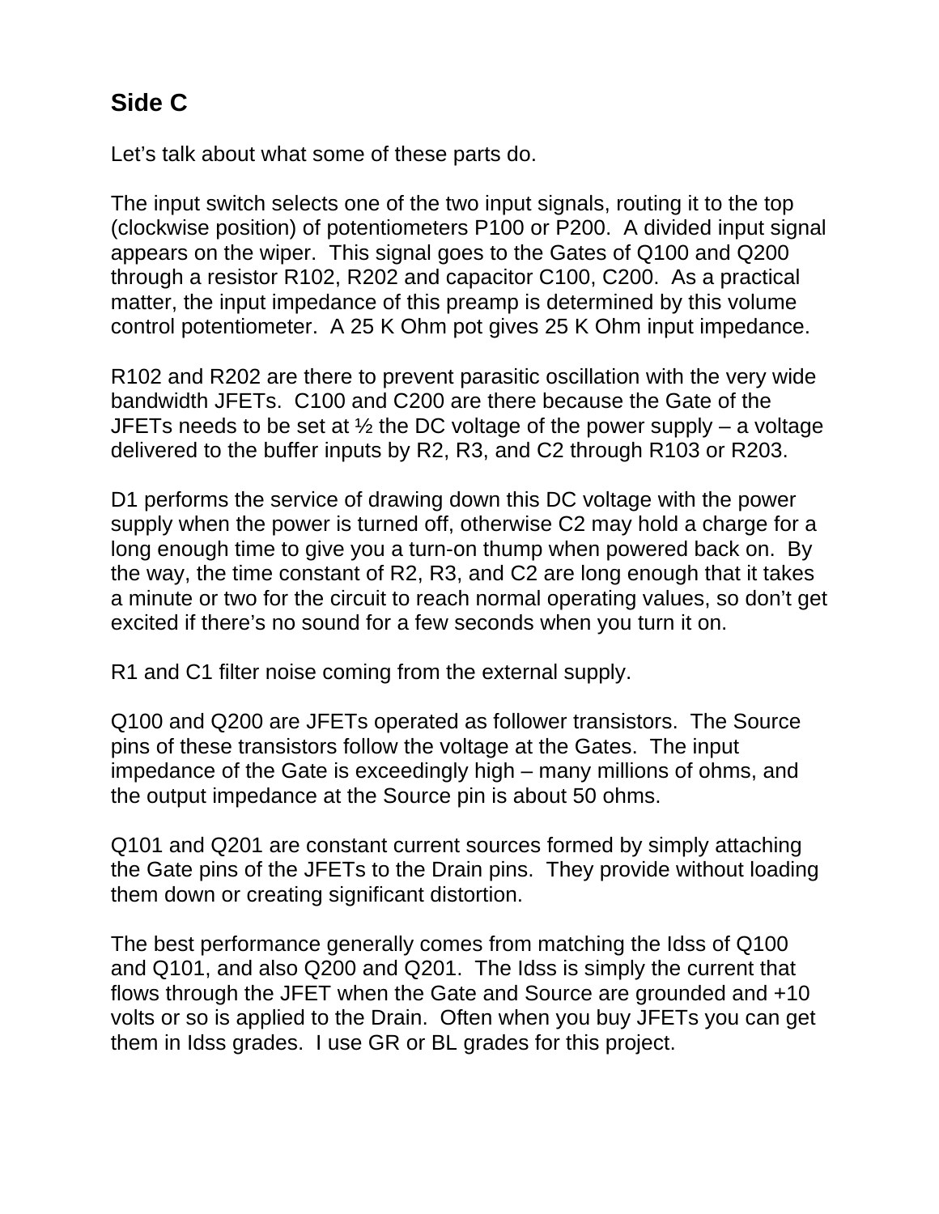## Side C

Let’s talk about what some of these parts do.

The input switch selects one of the two input signals, routing it to the top (clockwise position) of potentiometers P100 or P200. A divided input signal appears on the wiper. This signal goes to the Gates of Q100 and Q200 through a resistor R102, R202 and capacitor C100, C200. As a practical matter, the input impedance of this preamp is determined by this volume control potentiometer. A 25 K Ohm pot gives 25 K Ohm input impedance.

R102 and R202 are there to prevent parasitic oscillation with the very wide bandwidth JFETs. C100 and C200 are there because the Gate of the JFETs needs to be set at ½ the DC voltage of the power supply – a voltage delivered to the buffer inputs by R2, R3, and C2 through R103 or R203.

D1 performs the service of drawing down this DC voltage with the power supply when the power is turned off, otherwise C2 may hold a charge for a long enough time to give you a turn-on thump when powered back on. By the way, the time constant of R2, R3, and C2 are long enough that it takes a minute or two for the circuit to reach normal operating values, so don’t get excited if there’s no sound for a few seconds when you turn it on.

R1 and C1 filter noise coming from the external supply.

Q100 and Q200 are JFETs operated as follower transistors. The Source pins of these transistors follow the voltage at the Gates. The input impedance of the Gate is exceedingly high – many millions of ohms, and the output impedance at the Source pin is about 50 ohms.

Q101 and Q201 are constant current sources formed by simply attaching the Gate pins of the JFETs to the Drain pins. They provide without loading them down or creating significant distortion.

The best performance generally comes from matching the Idss of Q100 and Q101, and also Q200 and Q201. The Idss is simply the current that flows through the JFET when the Gate and Source are grounded and +10 volts or so is applied to the Drain. Often when you buy JFETs you can get them in Idss grades. I use GR or BL grades for this project.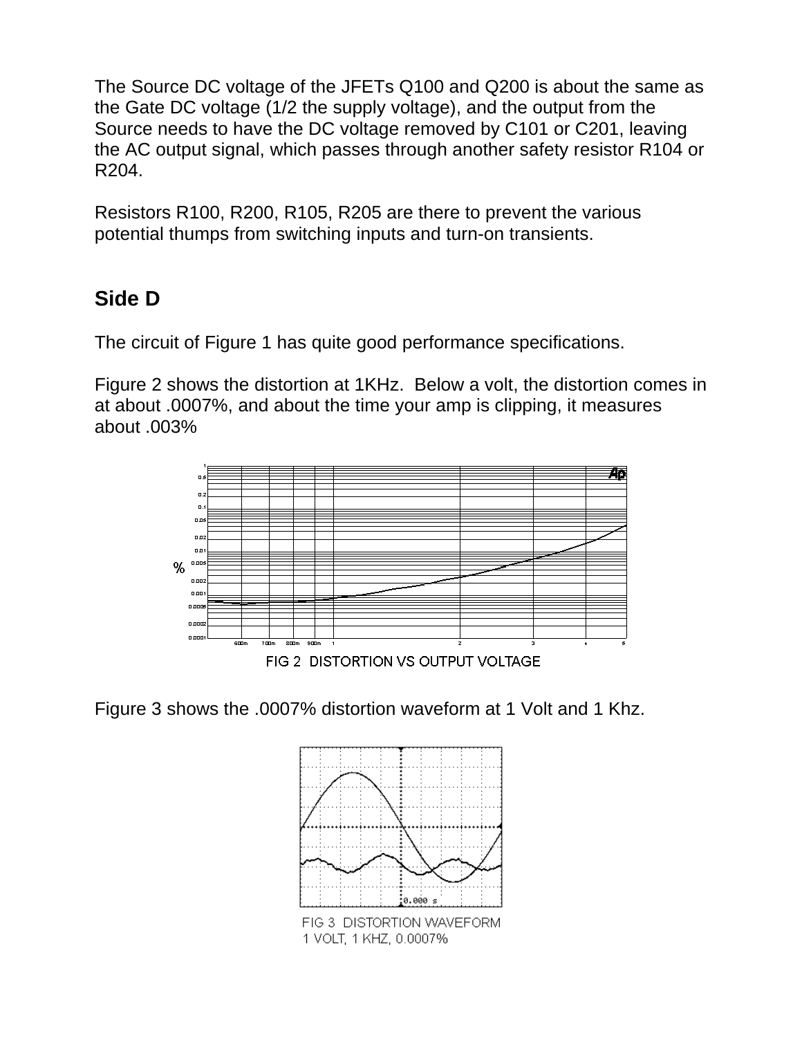The Source DC voltage of the JFETs Q100 and Q200 is about the same as the Gate DC voltage (1/2 the supply voltage), and the output from the Source needs to have the DC voltage removed by C101 or C201, leaving the AC output signal, which passes through another safety resistor R104 or R204.

Resistors R100, R200, R105, R205 are there to prevent the various potential thumps from switching inputs and turn-on transients.

## Side D

The circuit of Figure 1 has quite good performance specifications.

Figure 2 shows the distortion at 1KHz. Below a volt, the distortion comes in at about .0007%, and about the time your amp is clipping, it measures about .003%

FIG 2 DISTORTION VS OUTPUT VOLTAGE

Figure 3 shows the .0007% distortion waveform at 1 Volt and 1 Khz.

FIG 3 DISTORTION WAVEFORM
1 VOLT, 1 KHZ, 0.0007%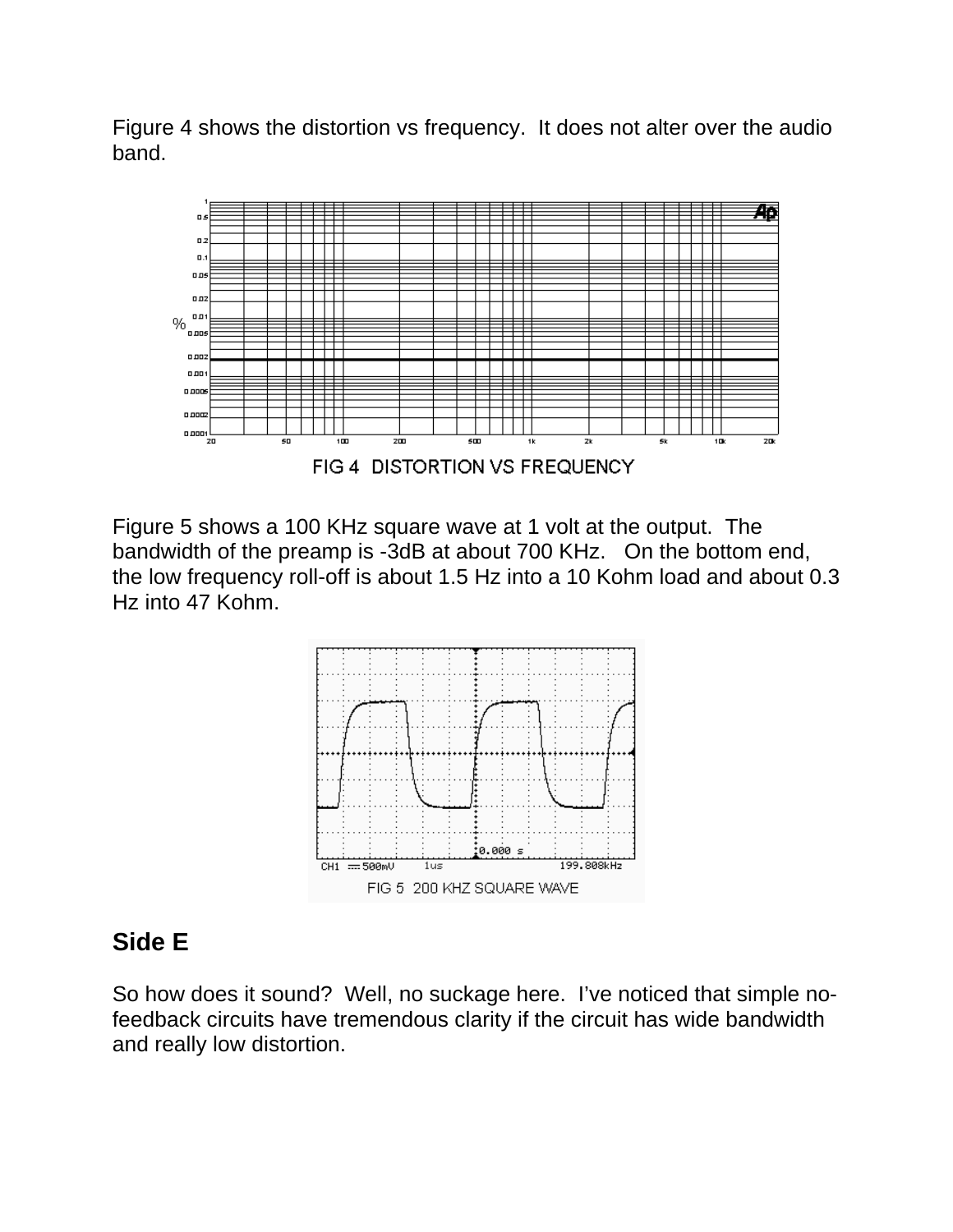Figure 4 shows the distortion vs frequency. It does not alter over the audio band.

FIG 4 DISTORTION VS FREQUENCY

Figure 5 shows a 100 KHz square wave at 1 volt at the output. The bandwidth of the preamp is -3dB at about 700 KHz. On the bottom end, the low frequency roll-off is about 1.5 Hz into a 10 Kohm load and about 0.3 Hz into 47 Kohm.

FIG 5 200 KHZ SQUARE WAVE

## Side E

So how does it sound? Well, no suckage here. I've noticed that simple no-feedback circuits have tremendous clarity if the circuit has wide bandwidth and really low distortion.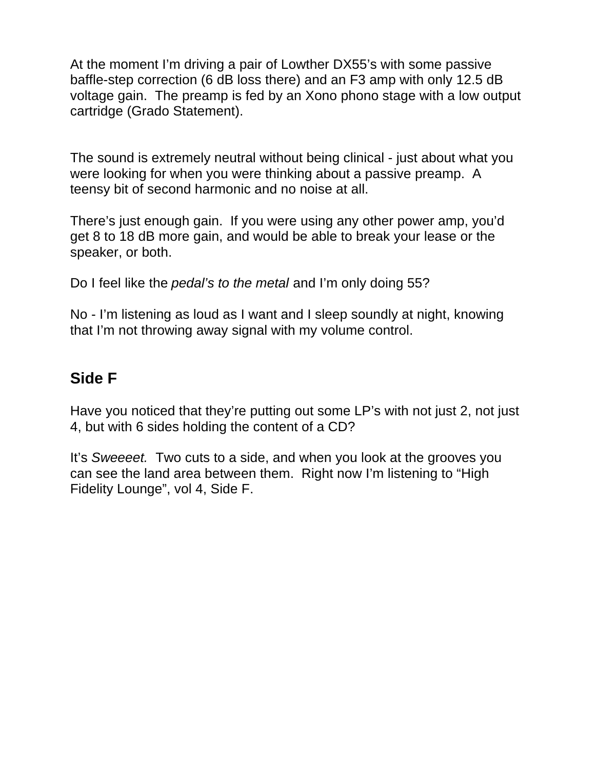At the moment I'm driving a pair of Lowther DX55's with some passive baffle-step correction (6 dB loss there) and an F3 amp with only 12.5 dB voltage gain. The preamp is fed by an Xono phono stage with a low output cartridge (Grado Statement).

The sound is extremely neutral without being clinical - just about what you were looking for when you were thinking about a passive preamp. A teensy bit of second harmonic and no noise at all.

There's just enough gain. If you were using any other power amp, you'd get 8 to 18 dB more gain, and would be able to break your lease or the speaker, or both.

Do I feel like the *pedal's to the metal* and I'm only doing 55?

No - I'm listening as loud as I want and I sleep soundly at night, knowing that I'm not throwing away signal with my volume control.

## Side F

Have you noticed that they're putting out some LP's with not just 2, not just 4, but with 6 sides holding the content of a CD?

It's *Sweeeet.* Two cuts to a side, and when you look at the grooves you can see the land area between them. Right now I'm listening to "High Fidelity Lounge", vol 4, Side F.